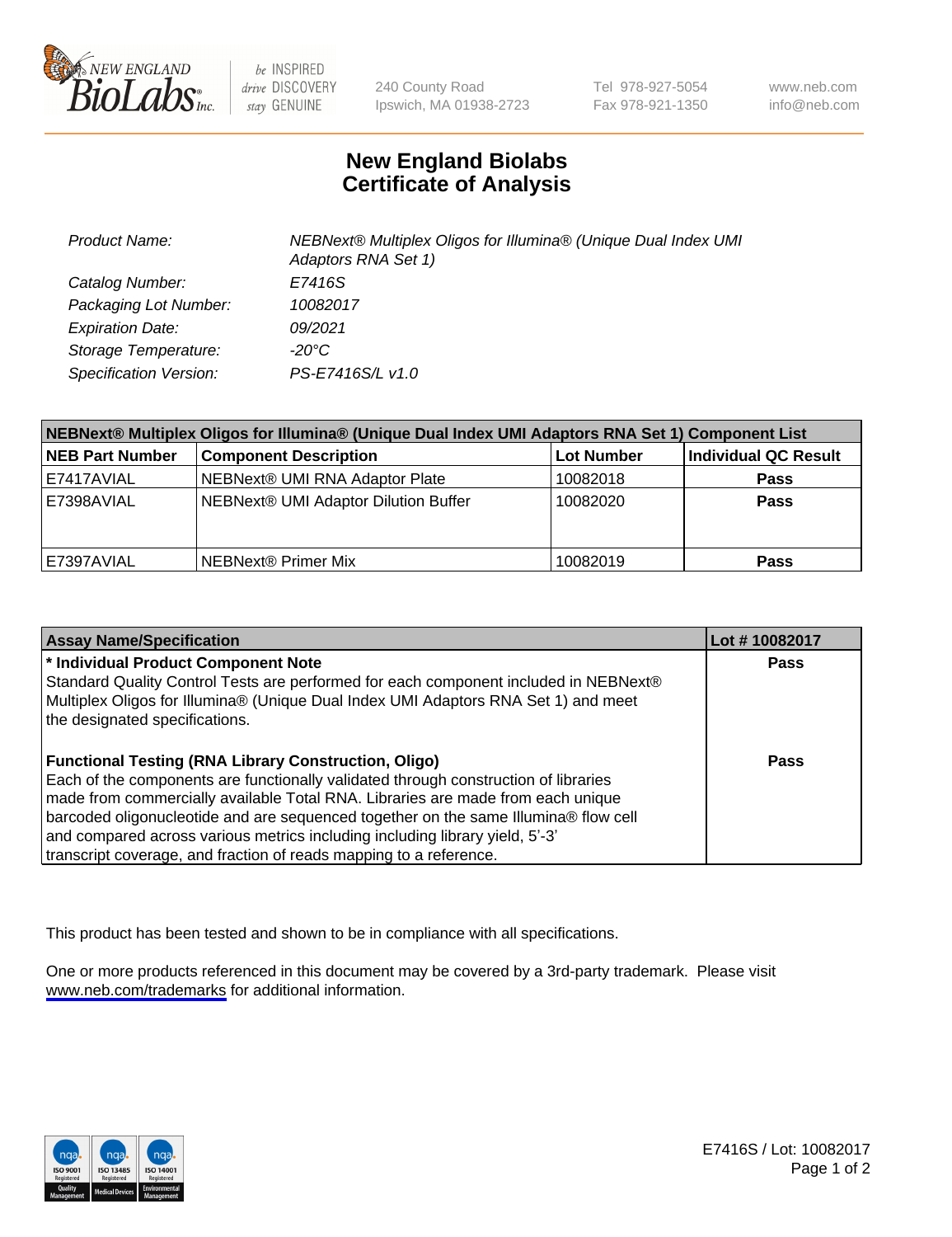New England BioLabs Inc. — be INSPIRED drive DISCOVERY stay GENUINE

240 County Road
Ipswich, MA 01938-2723

Tel 978-927-5054
Fax 978-921-1350

www.neb.com
info@neb.com

# New England Biolabs
# Certificate of Analysis

| | |
|---|---|
| *Product Name:* | *NEBNext® Multiplex Oligos for Illumina® (Unique Dual Index UMI Adaptors RNA Set 1)* |
| *Catalog Number:* | *E7416S* |
| *Packaging Lot Number:* | *10082017* |
| *Expiration Date:* | *09/2021* |
| *Storage Temperature:* | *-20°C* |
| *Specification Version:* | *PS-E7416S/L v1.0* |

| NEBNext® Multiplex Oligos for Illumina® (Unique Dual Index UMI Adaptors RNA Set 1) Component List | | | |
|---|---|---|---|
| **NEB Part Number** | **Component Description** | **Lot Number** | **Individual QC Result** |
| E7417AVIAL | NEBNext® UMI RNA Adaptor Plate | 10082018 | **Pass** |
| E7398AVIAL | NEBNext® UMI Adaptor Dilution Buffer | 10082020 | **Pass** |
| E7397AVIAL | NEBNext® Primer Mix | 10082019 | **Pass** |

| Assay Name/Specification | Lot # 10082017 |
|---|---|
| **\* Individual Product Component Note**<br>Standard Quality Control Tests are performed for each component included in NEBNext® Multiplex Oligos for Illumina® (Unique Dual Index UMI Adaptors RNA Set 1) and meet the designated specifications. | **Pass** |
| **Functional Testing (RNA Library Construction, Oligo)**<br>Each of the components are functionally validated through construction of libraries made from commercially available Total RNA. Libraries are made from each unique barcoded oligonucleotide and are sequenced together on the same Illumina® flow cell and compared across various metrics including including library yield, 5'-3' transcript coverage, and fraction of reads mapping to a reference. | **Pass** |

This product has been tested and shown to be in compliance with all specifications.

One or more products referenced in this document may be covered by a 3rd-party trademark. Please visit www.neb.com/trademarks for additional information.

E7416S / Lot: 10082017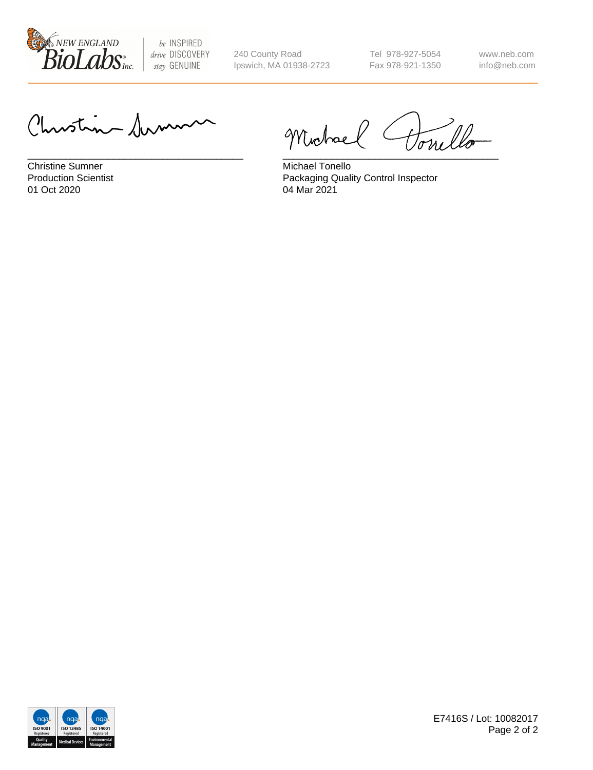Christine Sumner
Production Scientist
01 Oct 2020

Michael Tonello
Packaging Quality Control Inspector
04 Mar 2021

E7416S / Lot: 10082017